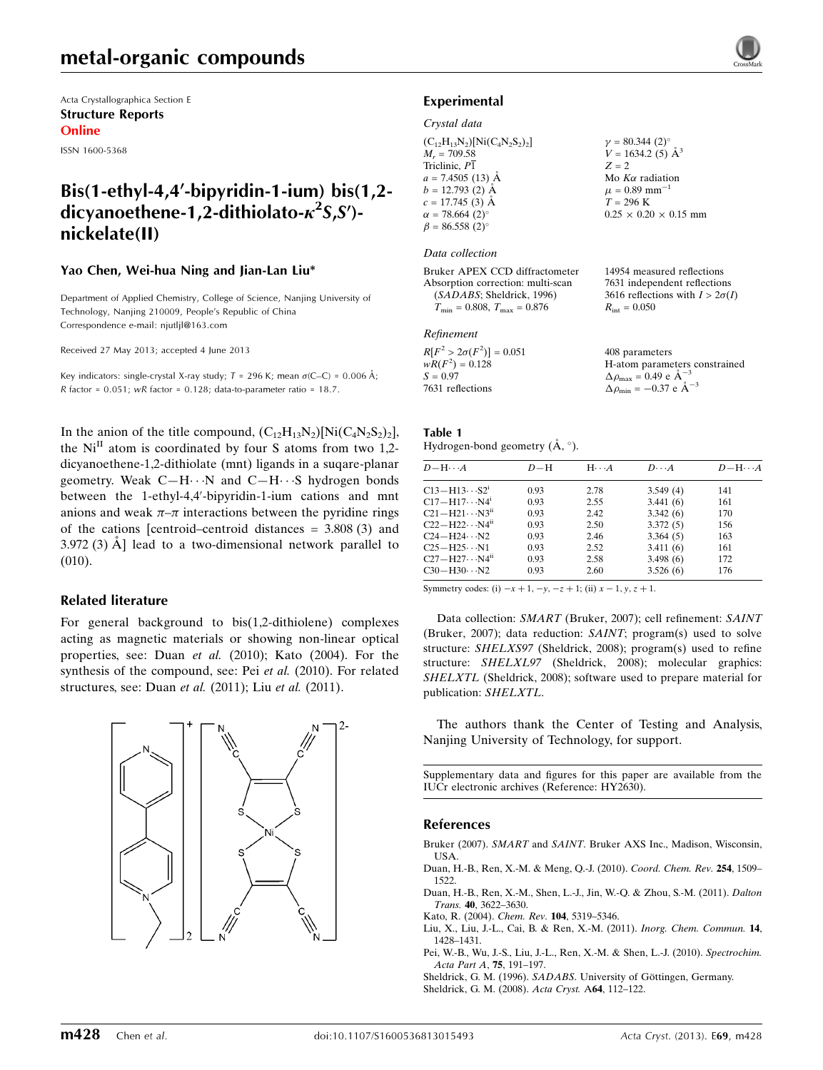# metal-organic compounds

Acta Crystallographica Section E
**Structure Reports Online**
ISSN 1600-5368

## Bis(1-ethyl-4,4′-bipyridin-1-ium) bis(1,2-dicyanoethene-1,2-dithiolato-$\kappa^2 S,S'$)-nickelate(II)

**Yao Chen, Wei-hua Ning and Jian-Lan Liu***

Department of Applied Chemistry, College of Science, Nanjing University of Technology, Nanjing 210009, People's Republic of China
Correspondence e-mail: njutljl@163.com

Received 27 May 2013; accepted 4 June 2013

Key indicators: single-crystal X-ray study; $T$ = 296 K; mean $\sigma$(C–C) = 0.006 Å; $R$ factor = 0.051; $wR$ factor = 0.128; data-to-parameter ratio = 18.7.

In the anion of the title compound, $(C_{12}H_{13}N_2)[Ni(C_4N_2S_2)_2]$, the $Ni^{II}$ atom is coordinated by four S atoms from two 1,2-dicyanoethene-1,2-dithiolate (mnt) ligands in a suqare-planar geometry. Weak C—H⋯N and C—H⋯S hydrogen bonds between the 1-ethyl-4,4′-bipyridin-1-ium cations and mnt anions and weak $\pi$–$\pi$ interactions between the pyridine rings of the cations [centroid–centroid distances = 3.808 (3) and 3.972 (3) Å] lead to a two-dimensional network parallel to (010).

### Related literature

For general background to bis(1,2-dithiolene) complexes acting as magnetic materials or showing non-linear optical properties, see: Duan *et al.* (2010); Kato (2004). For the synthesis of the compound, see: Pei *et al.* (2010). For related structures, see: Duan *et al.* (2011); Liu *et al.* (2011).

## Experimental

### Crystal data

$(C_{12}H_{13}N_2)[Ni(C_4N_2S_2)_2]$
$M_r$ = 709.58
Triclinic, $P\bar{1}$
$a$ = 7.4505 (13) Å
$b$ = 12.793 (2) Å
$c$ = 17.745 (3) Å
$\alpha$ = 78.664 (2)°
$\beta$ = 86.558 (2)°
$\gamma$ = 80.344 (2)°
$V$ = 1634.2 (5) Å$^3$
$Z$ = 2
Mo $K\alpha$ radiation
$\mu$ = 0.89 mm$^{-1}$
$T$ = 296 K
0.25 × 0.20 × 0.15 mm

### Data collection

Bruker APEX CCD diffractometer
Absorption correction: multi-scan (*SADABS*; Sheldrick, 1996)
$T_{min}$ = 0.808, $T_{max}$ = 0.876
14954 measured reflections
7631 independent reflections
3616 reflections with $I > 2\sigma(I)$
$R_{int}$ = 0.050

### Refinement

$R[F^2 > 2\sigma(F^2)]$ = 0.051
$wR(F^2)$ = 0.128
$S$ = 0.97
7631 reflections
408 parameters
H-atom parameters constrained
$\Delta\rho_{max}$ = 0.49 e Å$^{-3}$
$\Delta\rho_{min}$ = −0.37 e Å$^{-3}$

**Table 1**
Hydrogen-bond geometry (Å, °).

| $D$—H⋯$A$ | $D$—H | H⋯$A$ | $D$⋯$A$ | $D$—H⋯$A$ |
|---|---|---|---|---|
| C13—H13⋯S2$^{i}$ | 0.93 | 2.78 | 3.549 (4) | 141 |
| C17—H17⋯N4$^{i}$ | 0.93 | 2.55 | 3.441 (6) | 161 |
| C21—H21⋯N3$^{ii}$ | 0.93 | 2.42 | 3.342 (6) | 170 |
| C22—H22⋯N4$^{ii}$ | 0.93 | 2.50 | 3.372 (5) | 156 |
| C24—H24⋯N2 | 0.93 | 2.46 | 3.364 (5) | 163 |
| C25—H25⋯N1 | 0.93 | 2.52 | 3.411 (6) | 161 |
| C27—H27⋯N4$^{ii}$ | 0.93 | 2.58 | 3.498 (6) | 172 |
| C30—H30⋯N2 | 0.93 | 2.60 | 3.526 (6) | 176 |

Symmetry codes: (i) $-x+1, -y, -z+1$; (ii) $x-1, y, z+1$.

Data collection: *SMART* (Bruker, 2007); cell refinement: *SAINT* (Bruker, 2007); data reduction: *SAINT*; program(s) used to solve structure: *SHELXS97* (Sheldrick, 2008); program(s) used to refine structure: *SHELXL97* (Sheldrick, 2008); molecular graphics: *SHELXTL* (Sheldrick, 2008); software used to prepare material for publication: *SHELXTL*.

The authors thank the Center of Testing and Analysis, Nanjing University of Technology, for support.

Supplementary data and figures for this paper are available from the IUCr electronic archives (Reference: HY2630).

### References

Bruker (2007). *SMART* and *SAINT*. Bruker AXS Inc., Madison, Wisconsin, USA.
Duan, H.-B., Ren, X.-M. & Meng, Q.-J. (2010). *Coord. Chem. Rev.* **254**, 1509–1522.
Duan, H.-B., Ren, X.-M., Shen, L.-J., Jin, W.-Q. & Zhou, S.-M. (2011). *Dalton Trans.* **40**, 3622–3630.
Kato, R. (2004). *Chem. Rev.* **104**, 5319–5346.
Liu, X., Liu, J.-L., Cai, B. & Ren, X.-M. (2011). *Inorg. Chem. Commun.* **14**, 1428–1431.
Pei, W.-B., Wu, J.-S., Liu, J.-L., Ren, X.-M. & Shen, L.-J. (2010). *Spectrochim. Acta Part A*, **75**, 191–197.
Sheldrick, G. M. (1996). *SADABS*. University of Göttingen, Germany.
Sheldrick, G. M. (2008). *Acta Cryst.* A**64**, 112–122.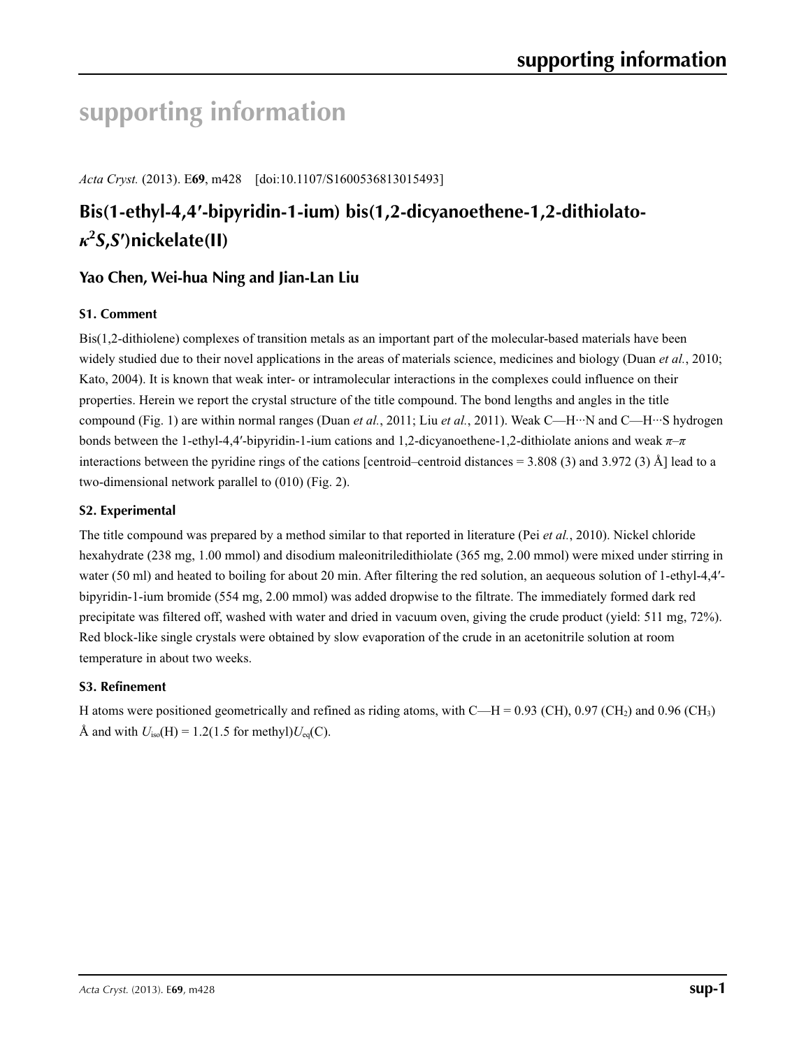# supporting information

*Acta Cryst.* (2013). E**69**, m428    [doi:10.1107/S1600536813015493]

## Bis(1-ethyl-4,4′-bipyridin-1-ium) bis(1,2-dicyanoethene-1,2-dithiolato-$\kappa^2S,S'$)nickelate(II)

### Yao Chen, Wei-hua Ning and Jian-Lan Liu

#### S1. Comment

Bis(1,2-dithiolene) complexes of transition metals as an important part of the molecular-based materials have been widely studied due to their novel applications in the areas of materials science, medicines and biology (Duan *et al.*, 2010; Kato, 2004). It is known that weak inter- or intramolecular interactions in the complexes could influence on their properties. Herein we report the crystal structure of the title compound. The bond lengths and angles in the title compound (Fig. 1) are within normal ranges (Duan *et al.*, 2011; Liu *et al.*, 2011). Weak C—H···N and C—H···S hydrogen bonds between the 1-ethyl-4,4′-bipyridin-1-ium cations and 1,2-dicyanoethene-1,2-dithiolate anions and weak $\pi$–$\pi$ interactions between the pyridine rings of the cations [centroid–centroid distances = 3.808 (3) and 3.972 (3) Å] lead to a two-dimensional network parallel to (010) (Fig. 2).

#### S2. Experimental

The title compound was prepared by a method similar to that reported in literature (Pei *et al.*, 2010). Nickel chloride hexahydrate (238 mg, 1.00 mmol) and disodium maleonitriledithiolate (365 mg, 2.00 mmol) were mixed under stirring in water (50 ml) and heated to boiling for about 20 min. After filtering the red solution, an aequeous solution of 1-ethyl-4,4′-bipyridin-1-ium bromide (554 mg, 2.00 mmol) was added dropwise to the filtrate. The immediately formed dark red precipitate was filtered off, washed with water and dried in vacuum oven, giving the crude product (yield: 511 mg, 72%). Red block-like single crystals were obtained by slow evaporation of the crude in an acetonitrile solution at room temperature in about two weeks.

#### S3. Refinement

H atoms were positioned geometrically and refined as riding atoms, with C—H = 0.93 (CH), 0.97 ($CH_2$) and 0.96 ($CH_3$) Å and with $U_{iso}$(H) = 1.2(1.5 for methyl)$U_{eq}$(C).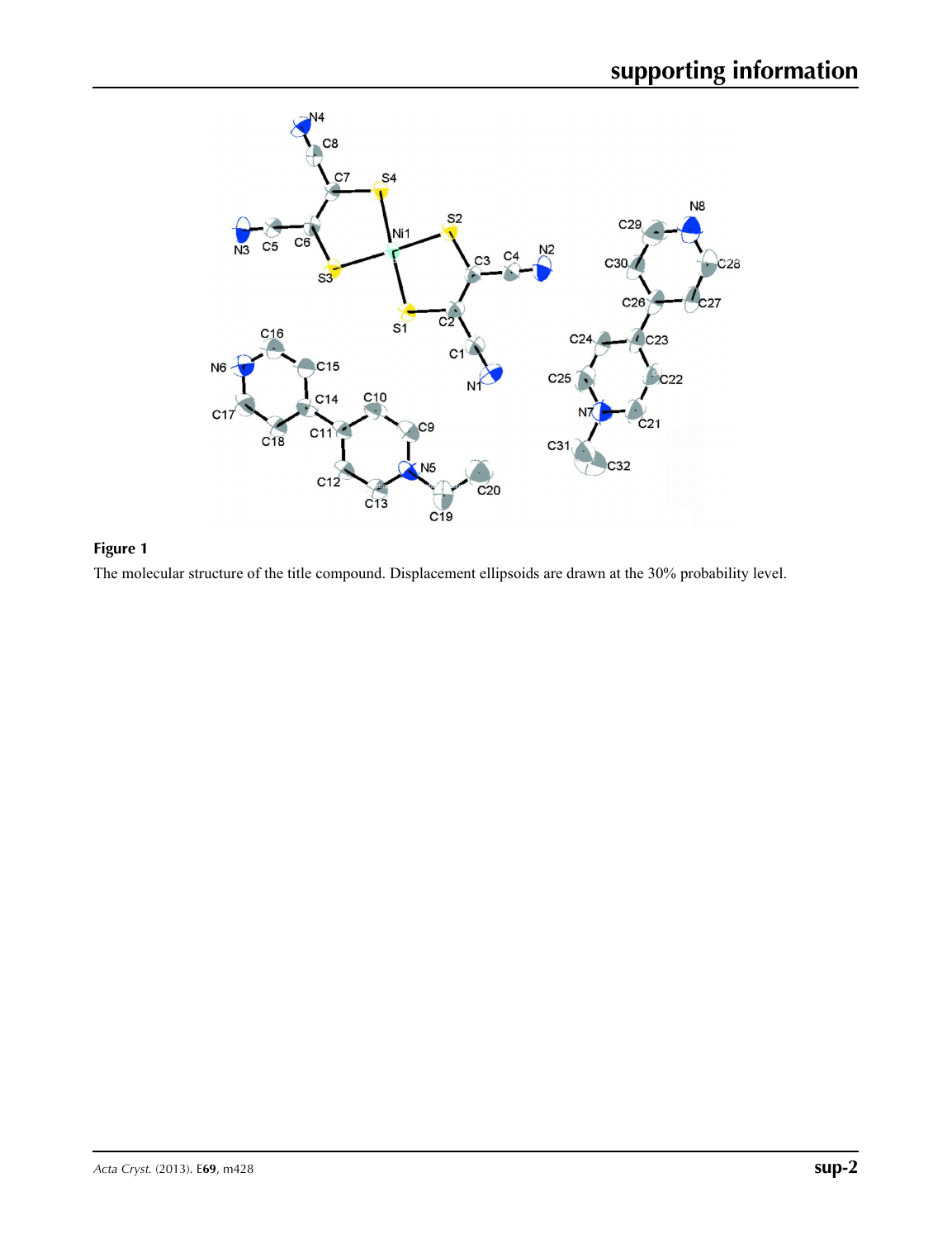**Figure 1**

The molecular structure of the title compound. Displacement ellipsoids are drawn at the 30% probability level.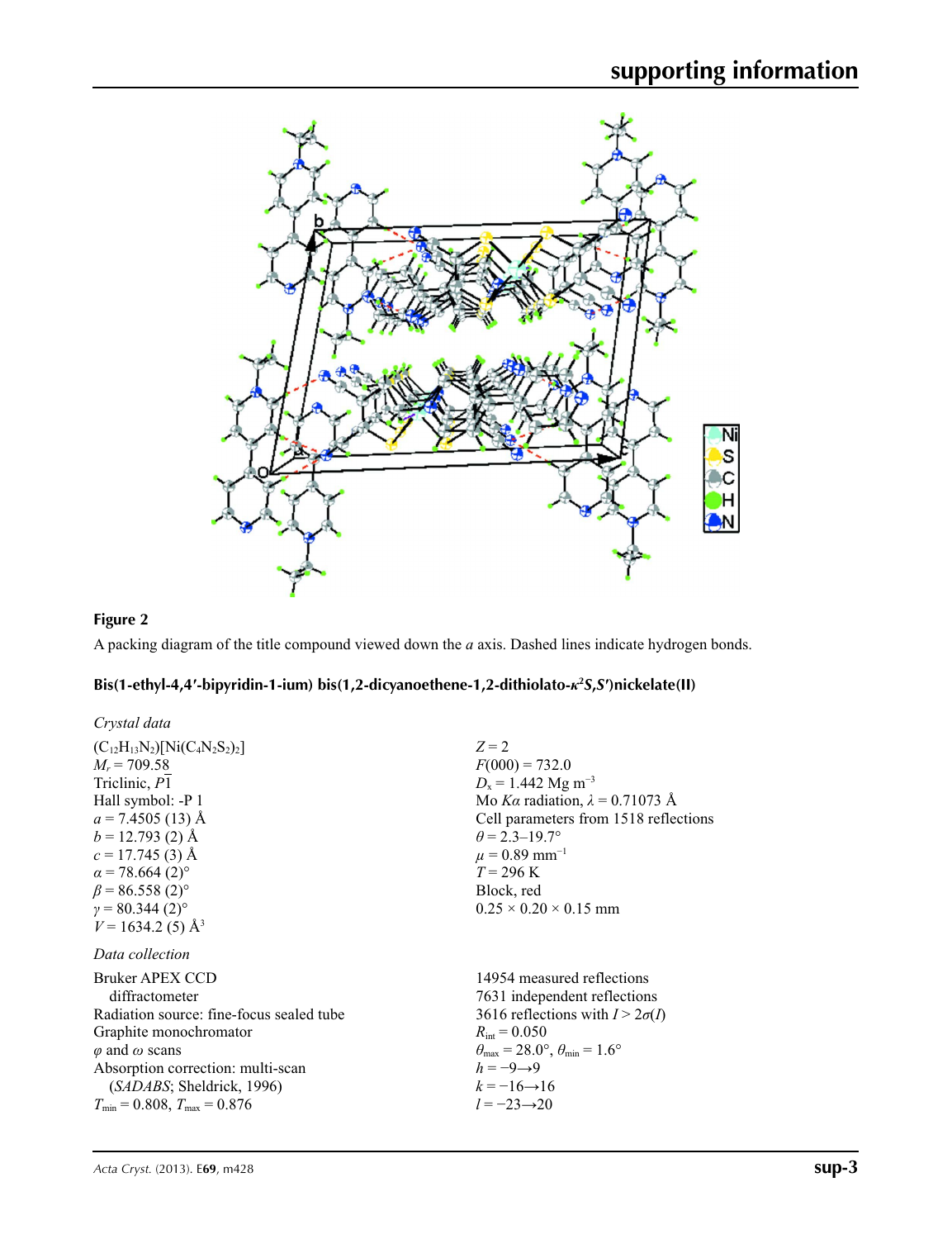**Figure 2**

A packing diagram of the title compound viewed down the *a* axis. Dashed lines indicate hydrogen bonds.

### Bis(1-ethyl-4,4′-bipyridin-1-ium) bis(1,2-dicyanoethene-1,2-dithiolato-$\kappa^2S,S'$)nickelate(II)

*Crystal data*

$(C_{12}H_{13}N_2)[Ni(C_4N_2S_2)_2]$
$M_r = 709.58$
Triclinic, $P\overline{1}$
Hall symbol: -P 1
$a = 7.4505$ (13) Å
$b = 12.793$ (2) Å
$c = 17.745$ (3) Å
$\alpha = 78.664$ (2)°
$\beta = 86.558$ (2)°
$\gamma = 80.344$ (2)°
$V = 1634.2$ (5) Å$^3$
$Z = 2$
$F(000) = 732.0$
$D_x = 1.442$ Mg m$^{-3}$
Mo $K\alpha$ radiation, $\lambda = 0.71073$ Å
Cell parameters from 1518 reflections
$\theta = 2.3$–19.7°
$\mu = 0.89$ mm$^{-1}$
$T = 296$ K
Block, red
0.25 × 0.20 × 0.15 mm

*Data collection*

Bruker APEX CCD
diffractometer
Radiation source: fine-focus sealed tube
Graphite monochromator
$\varphi$ and $\omega$ scans
Absorption correction: multi-scan
(*SADABS*; Sheldrick, 1996)
$T_{min} = 0.808$, $T_{max} = 0.876$
14954 measured reflections
7631 independent reflections
3616 reflections with $I > 2\sigma(I)$
$R_{int} = 0.050$
$\theta_{max} = 28.0°$, $\theta_{min} = 1.6°$
$h = -9 \rightarrow 9$
$k = -16 \rightarrow 16$
$l = -23 \rightarrow 20$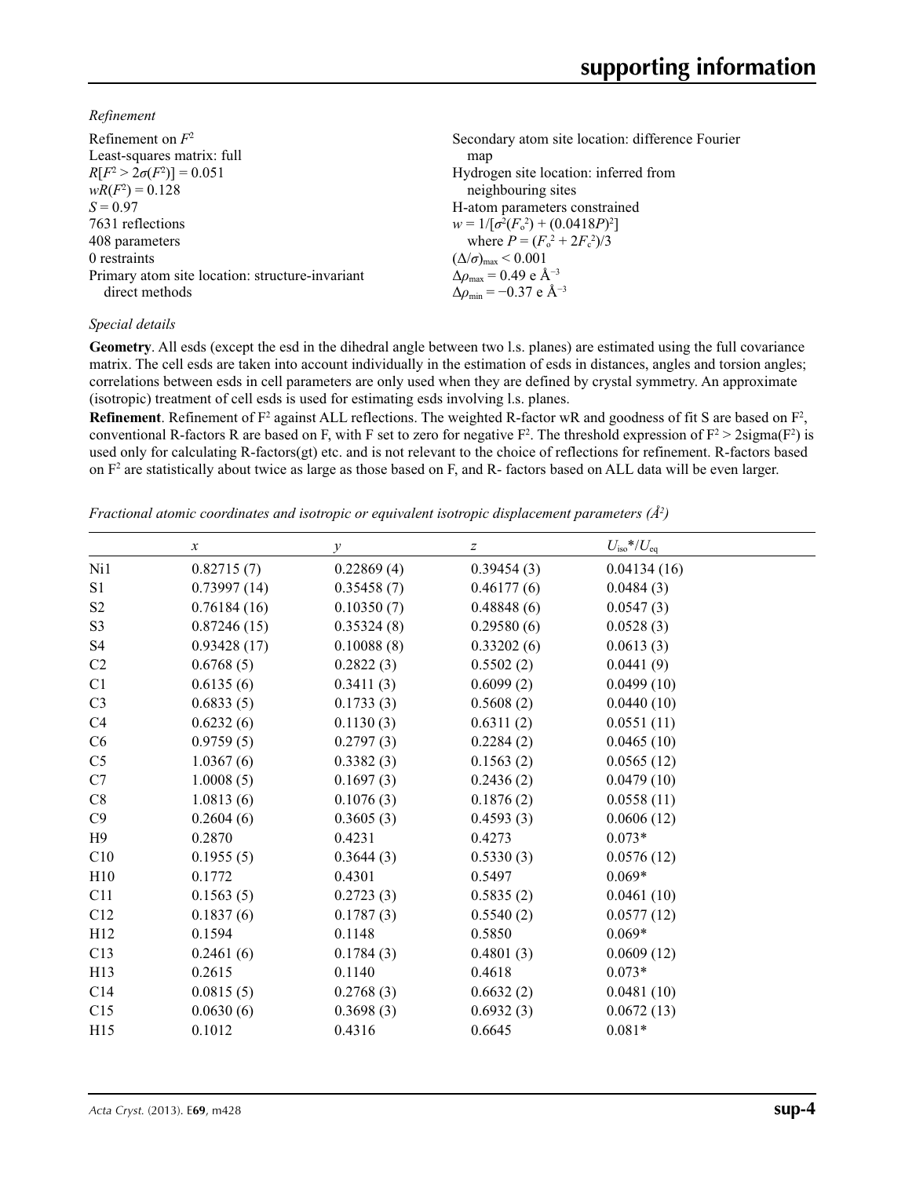*Refinement*

Refinement on $F^2$
Least-squares matrix: full
$R[F^2 > 2\sigma(F^2)] = 0.051$
$wR(F^2) = 0.128$
$S = 0.97$
7631 reflections
408 parameters
0 restraints
Primary atom site location: structure-invariant direct methods
Secondary atom site location: difference Fourier map
Hydrogen site location: inferred from neighbouring sites
H-atom parameters constrained
$w = 1/[\sigma^2(F_o^2) + (0.0418P)^2]$
where $P = (F_o^2 + 2F_c^2)/3$
$(\Delta/\sigma)_{max} < 0.001$
$\Delta\rho_{max} = 0.49$ e Å$^{-3}$
$\Delta\rho_{min} = -0.37$ e Å$^{-3}$

*Special details*

**Geometry**. All esds (except the esd in the dihedral angle between two l.s. planes) are estimated using the full covariance matrix. The cell esds are taken into account individually in the estimation of esds in distances, angles and torsion angles; correlations between esds in cell parameters are only used when they are defined by crystal symmetry. An approximate (isotropic) treatment of cell esds is used for estimating esds involving l.s. planes.

**Refinement**. Refinement of F² against ALL reflections. The weighted R-factor wR and goodness of fit S are based on F², conventional R-factors R are based on F, with F set to zero for negative F². The threshold expression of F² > 2sigma(F²) is used only for calculating R-factors(gt) etc. and is not relevant to the choice of reflections for refinement. R-factors based on F² are statistically about twice as large as those based on F, and R- factors based on ALL data will be even larger.

*Fractional atomic coordinates and isotropic or equivalent isotropic displacement parameters (Å²)*

| | $x$ | $y$ | $z$ | $U_{iso}$*/$U_{eq}$ |
|---|---|---|---|---|
| Ni1 | 0.82715 (7) | 0.22869 (4) | 0.39454 (3) | 0.04134 (16) |
| S1 | 0.73997 (14) | 0.35458 (7) | 0.46177 (6) | 0.0484 (3) |
| S2 | 0.76184 (16) | 0.10350 (7) | 0.48848 (6) | 0.0547 (3) |
| S3 | 0.87246 (15) | 0.35324 (8) | 0.29580 (6) | 0.0528 (3) |
| S4 | 0.93428 (17) | 0.10088 (8) | 0.33202 (6) | 0.0613 (3) |
| C2 | 0.6768 (5) | 0.2822 (3) | 0.5502 (2) | 0.0441 (9) |
| C1 | 0.6135 (6) | 0.3411 (3) | 0.6099 (2) | 0.0499 (10) |
| C3 | 0.6833 (5) | 0.1733 (3) | 0.5608 (2) | 0.0440 (10) |
| C4 | 0.6232 (6) | 0.1130 (3) | 0.6311 (2) | 0.0551 (11) |
| C6 | 0.9759 (5) | 0.2797 (3) | 0.2284 (2) | 0.0465 (10) |
| C5 | 1.0367 (6) | 0.3382 (3) | 0.1563 (2) | 0.0565 (12) |
| C7 | 1.0008 (5) | 0.1697 (3) | 0.2436 (2) | 0.0479 (10) |
| C8 | 1.0813 (6) | 0.1076 (3) | 0.1876 (2) | 0.0558 (11) |
| C9 | 0.2604 (6) | 0.3605 (3) | 0.4593 (3) | 0.0606 (12) |
| H9 | 0.2870 | 0.4231 | 0.4273 | 0.073* |
| C10 | 0.1955 (5) | 0.3644 (3) | 0.5330 (3) | 0.0576 (12) |
| H10 | 0.1772 | 0.4301 | 0.5497 | 0.069* |
| C11 | 0.1563 (5) | 0.2723 (3) | 0.5835 (2) | 0.0461 (10) |
| C12 | 0.1837 (6) | 0.1787 (3) | 0.5540 (2) | 0.0577 (12) |
| H12 | 0.1594 | 0.1148 | 0.5850 | 0.069* |
| C13 | 0.2461 (6) | 0.1784 (3) | 0.4801 (3) | 0.0609 (12) |
| H13 | 0.2615 | 0.1140 | 0.4618 | 0.073* |
| C14 | 0.0815 (5) | 0.2768 (3) | 0.6632 (2) | 0.0481 (10) |
| C15 | 0.0630 (6) | 0.3698 (3) | 0.6932 (3) | 0.0672 (13) |
| H15 | 0.1012 | 0.4316 | 0.6645 | 0.081* |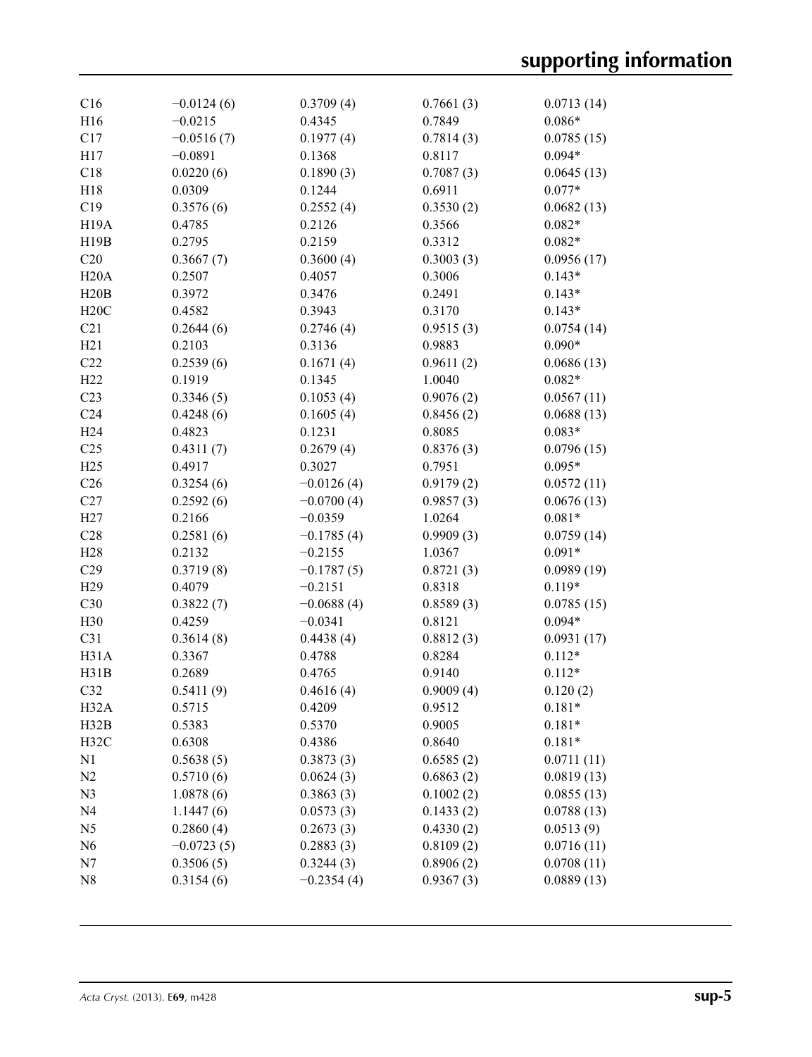| | | | | |
|---|---|---|---|---|
| C16 | −0.0124 (6) | 0.3709 (4) | 0.7661 (3) | 0.0713 (14) |
| H16 | −0.0215 | 0.4345 | 0.7849 | 0.086* |
| C17 | −0.0516 (7) | 0.1977 (4) | 0.7814 (3) | 0.0785 (15) |
| H17 | −0.0891 | 0.1368 | 0.8117 | 0.094* |
| C18 | 0.0220 (6) | 0.1890 (3) | 0.7087 (3) | 0.0645 (13) |
| H18 | 0.0309 | 0.1244 | 0.6911 | 0.077* |
| C19 | 0.3576 (6) | 0.2552 (4) | 0.3530 (2) | 0.0682 (13) |
| H19A | 0.4785 | 0.2126 | 0.3566 | 0.082* |
| H19B | 0.2795 | 0.2159 | 0.3312 | 0.082* |
| C20 | 0.3667 (7) | 0.3600 (4) | 0.3003 (3) | 0.0956 (17) |
| H20A | 0.2507 | 0.4057 | 0.3006 | 0.143* |
| H20B | 0.3972 | 0.3476 | 0.2491 | 0.143* |
| H20C | 0.4582 | 0.3943 | 0.3170 | 0.143* |
| C21 | 0.2644 (6) | 0.2746 (4) | 0.9515 (3) | 0.0754 (14) |
| H21 | 0.2103 | 0.3136 | 0.9883 | 0.090* |
| C22 | 0.2539 (6) | 0.1671 (4) | 0.9611 (2) | 0.0686 (13) |
| H22 | 0.1919 | 0.1345 | 1.0040 | 0.082* |
| C23 | 0.3346 (5) | 0.1053 (4) | 0.9076 (2) | 0.0567 (11) |
| C24 | 0.4248 (6) | 0.1605 (4) | 0.8456 (2) | 0.0688 (13) |
| H24 | 0.4823 | 0.1231 | 0.8085 | 0.083* |
| C25 | 0.4311 (7) | 0.2679 (4) | 0.8376 (3) | 0.0796 (15) |
| H25 | 0.4917 | 0.3027 | 0.7951 | 0.095* |
| C26 | 0.3254 (6) | −0.0126 (4) | 0.9179 (2) | 0.0572 (11) |
| C27 | 0.2592 (6) | −0.0700 (4) | 0.9857 (3) | 0.0676 (13) |
| H27 | 0.2166 | −0.0359 | 1.0264 | 0.081* |
| C28 | 0.2581 (6) | −0.1785 (4) | 0.9909 (3) | 0.0759 (14) |
| H28 | 0.2132 | −0.2155 | 1.0367 | 0.091* |
| C29 | 0.3719 (8) | −0.1787 (5) | 0.8721 (3) | 0.0989 (19) |
| H29 | 0.4079 | −0.2151 | 0.8318 | 0.119* |
| C30 | 0.3822 (7) | −0.0688 (4) | 0.8589 (3) | 0.0785 (15) |
| H30 | 0.4259 | −0.0341 | 0.8121 | 0.094* |
| C31 | 0.3614 (8) | 0.4438 (4) | 0.8812 (3) | 0.0931 (17) |
| H31A | 0.3367 | 0.4788 | 0.8284 | 0.112* |
| H31B | 0.2689 | 0.4765 | 0.9140 | 0.112* |
| C32 | 0.5411 (9) | 0.4616 (4) | 0.9009 (4) | 0.120 (2) |
| H32A | 0.5715 | 0.4209 | 0.9512 | 0.181* |
| H32B | 0.5383 | 0.5370 | 0.9005 | 0.181* |
| H32C | 0.6308 | 0.4386 | 0.8640 | 0.181* |
| N1 | 0.5638 (5) | 0.3873 (3) | 0.6585 (2) | 0.0711 (11) |
| N2 | 0.5710 (6) | 0.0624 (3) | 0.6863 (2) | 0.0819 (13) |
| N3 | 1.0878 (6) | 0.3863 (3) | 0.1002 (2) | 0.0855 (13) |
| N4 | 1.1447 (6) | 0.0573 (3) | 0.1433 (2) | 0.0788 (13) |
| N5 | 0.2860 (4) | 0.2673 (3) | 0.4330 (2) | 0.0513 (9) |
| N6 | −0.0723 (5) | 0.2883 (3) | 0.8109 (2) | 0.0716 (11) |
| N7 | 0.3506 (5) | 0.3244 (3) | 0.8906 (2) | 0.0708 (11) |
| N8 | 0.3154 (6) | −0.2354 (4) | 0.9367 (3) | 0.0889 (13) |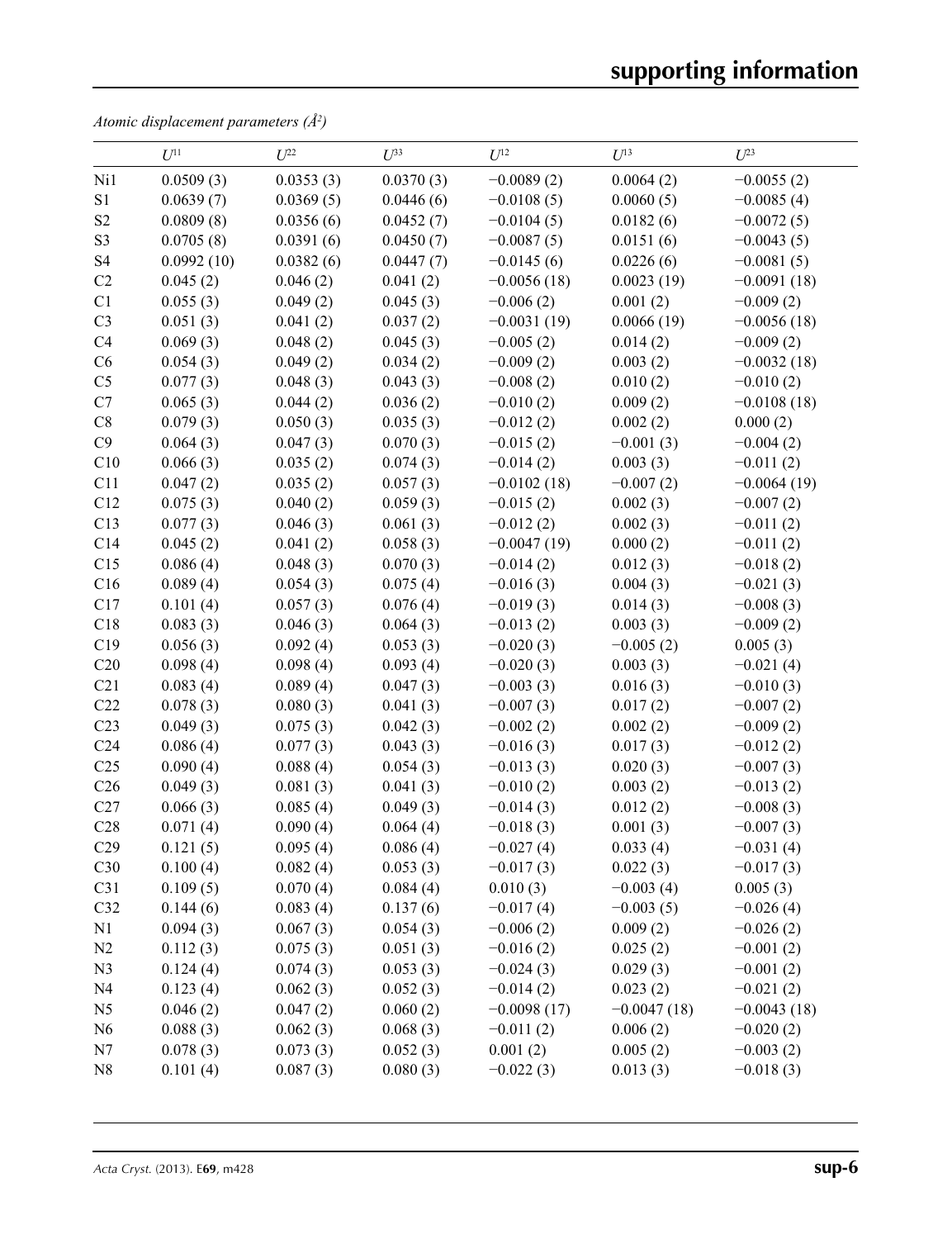*Atomic displacement parameters (Å$^2$)*

| | $U^{11}$ | $U^{22}$ | $U^{33}$ | $U^{12}$ | $U^{13}$ | $U^{23}$ |
|---|---|---|---|---|---|---|
| Ni1 | 0.0509 (3) | 0.0353 (3) | 0.0370 (3) | −0.0089 (2) | 0.0064 (2) | −0.0055 (2) |
| S1 | 0.0639 (7) | 0.0369 (5) | 0.0446 (6) | −0.0108 (5) | 0.0060 (5) | −0.0085 (4) |
| S2 | 0.0809 (8) | 0.0356 (6) | 0.0452 (7) | −0.0104 (5) | 0.0182 (6) | −0.0072 (5) |
| S3 | 0.0705 (8) | 0.0391 (6) | 0.0450 (7) | −0.0087 (5) | 0.0151 (6) | −0.0043 (5) |
| S4 | 0.0992 (10) | 0.0382 (6) | 0.0447 (7) | −0.0145 (6) | 0.0226 (6) | −0.0081 (5) |
| C2 | 0.045 (2) | 0.046 (2) | 0.041 (2) | −0.0056 (18) | 0.0023 (19) | −0.0091 (18) |
| C1 | 0.055 (3) | 0.049 (2) | 0.045 (3) | −0.006 (2) | 0.001 (2) | −0.009 (2) |
| C3 | 0.051 (3) | 0.041 (2) | 0.037 (2) | −0.0031 (19) | 0.0066 (19) | −0.0056 (18) |
| C4 | 0.069 (3) | 0.048 (2) | 0.045 (3) | −0.005 (2) | 0.014 (2) | −0.009 (2) |
| C6 | 0.054 (3) | 0.049 (2) | 0.034 (2) | −0.009 (2) | 0.003 (2) | −0.0032 (18) |
| C5 | 0.077 (3) | 0.048 (3) | 0.043 (3) | −0.008 (2) | 0.010 (2) | −0.010 (2) |
| C7 | 0.065 (3) | 0.044 (2) | 0.036 (2) | −0.010 (2) | 0.009 (2) | −0.0108 (18) |
| C8 | 0.079 (3) | 0.050 (3) | 0.035 (3) | −0.012 (2) | 0.002 (2) | 0.000 (2) |
| C9 | 0.064 (3) | 0.047 (3) | 0.070 (3) | −0.015 (2) | −0.001 (3) | −0.004 (2) |
| C10 | 0.066 (3) | 0.035 (2) | 0.074 (3) | −0.014 (2) | 0.003 (3) | −0.011 (2) |
| C11 | 0.047 (2) | 0.035 (2) | 0.057 (3) | −0.0102 (18) | −0.007 (2) | −0.0064 (19) |
| C12 | 0.075 (3) | 0.040 (2) | 0.059 (3) | −0.015 (2) | 0.002 (3) | −0.007 (2) |
| C13 | 0.077 (3) | 0.046 (3) | 0.061 (3) | −0.012 (2) | 0.002 (3) | −0.011 (2) |
| C14 | 0.045 (2) | 0.041 (2) | 0.058 (3) | −0.0047 (19) | 0.000 (2) | −0.011 (2) |
| C15 | 0.086 (4) | 0.048 (3) | 0.070 (3) | −0.014 (2) | 0.012 (3) | −0.018 (2) |
| C16 | 0.089 (4) | 0.054 (3) | 0.075 (4) | −0.016 (3) | 0.004 (3) | −0.021 (3) |
| C17 | 0.101 (4) | 0.057 (3) | 0.076 (4) | −0.019 (3) | 0.014 (3) | −0.008 (3) |
| C18 | 0.083 (3) | 0.046 (3) | 0.064 (3) | −0.013 (2) | 0.003 (3) | −0.009 (2) |
| C19 | 0.056 (3) | 0.092 (4) | 0.053 (3) | −0.020 (3) | −0.005 (2) | 0.005 (3) |
| C20 | 0.098 (4) | 0.098 (4) | 0.093 (4) | −0.020 (3) | 0.003 (3) | −0.021 (4) |
| C21 | 0.083 (4) | 0.089 (4) | 0.047 (3) | −0.003 (3) | 0.016 (3) | −0.010 (3) |
| C22 | 0.078 (3) | 0.080 (3) | 0.041 (3) | −0.007 (3) | 0.017 (2) | −0.007 (2) |
| C23 | 0.049 (3) | 0.075 (3) | 0.042 (3) | −0.002 (2) | 0.002 (2) | −0.009 (2) |
| C24 | 0.086 (4) | 0.077 (3) | 0.043 (3) | −0.016 (3) | 0.017 (3) | −0.012 (2) |
| C25 | 0.090 (4) | 0.088 (4) | 0.054 (3) | −0.013 (3) | 0.020 (3) | −0.007 (3) |
| C26 | 0.049 (3) | 0.081 (3) | 0.041 (3) | −0.010 (2) | 0.003 (2) | −0.013 (2) |
| C27 | 0.066 (3) | 0.085 (4) | 0.049 (3) | −0.014 (3) | 0.012 (2) | −0.008 (3) |
| C28 | 0.071 (4) | 0.090 (4) | 0.064 (4) | −0.018 (3) | 0.001 (3) | −0.007 (3) |
| C29 | 0.121 (5) | 0.095 (4) | 0.086 (4) | −0.027 (4) | 0.033 (4) | −0.031 (4) |
| C30 | 0.100 (4) | 0.082 (4) | 0.053 (3) | −0.017 (3) | 0.022 (3) | −0.017 (3) |
| C31 | 0.109 (5) | 0.070 (4) | 0.084 (4) | 0.010 (3) | −0.003 (4) | 0.005 (3) |
| C32 | 0.144 (6) | 0.083 (4) | 0.137 (6) | −0.017 (4) | −0.003 (5) | −0.026 (4) |
| N1 | 0.094 (3) | 0.067 (3) | 0.054 (3) | −0.006 (2) | 0.009 (2) | −0.026 (2) |
| N2 | 0.112 (3) | 0.075 (3) | 0.051 (3) | −0.016 (2) | 0.025 (2) | −0.001 (2) |
| N3 | 0.124 (4) | 0.074 (3) | 0.053 (3) | −0.024 (3) | 0.029 (3) | −0.001 (2) |
| N4 | 0.123 (4) | 0.062 (3) | 0.052 (3) | −0.014 (2) | 0.023 (2) | −0.021 (2) |
| N5 | 0.046 (2) | 0.047 (2) | 0.060 (2) | −0.0098 (17) | −0.0047 (18) | −0.0043 (18) |
| N6 | 0.088 (3) | 0.062 (3) | 0.068 (3) | −0.011 (2) | 0.006 (2) | −0.020 (2) |
| N7 | 0.078 (3) | 0.073 (3) | 0.052 (3) | 0.001 (2) | 0.005 (2) | −0.003 (2) |
| N8 | 0.101 (4) | 0.087 (3) | 0.080 (3) | −0.022 (3) | 0.013 (3) | −0.018 (3) |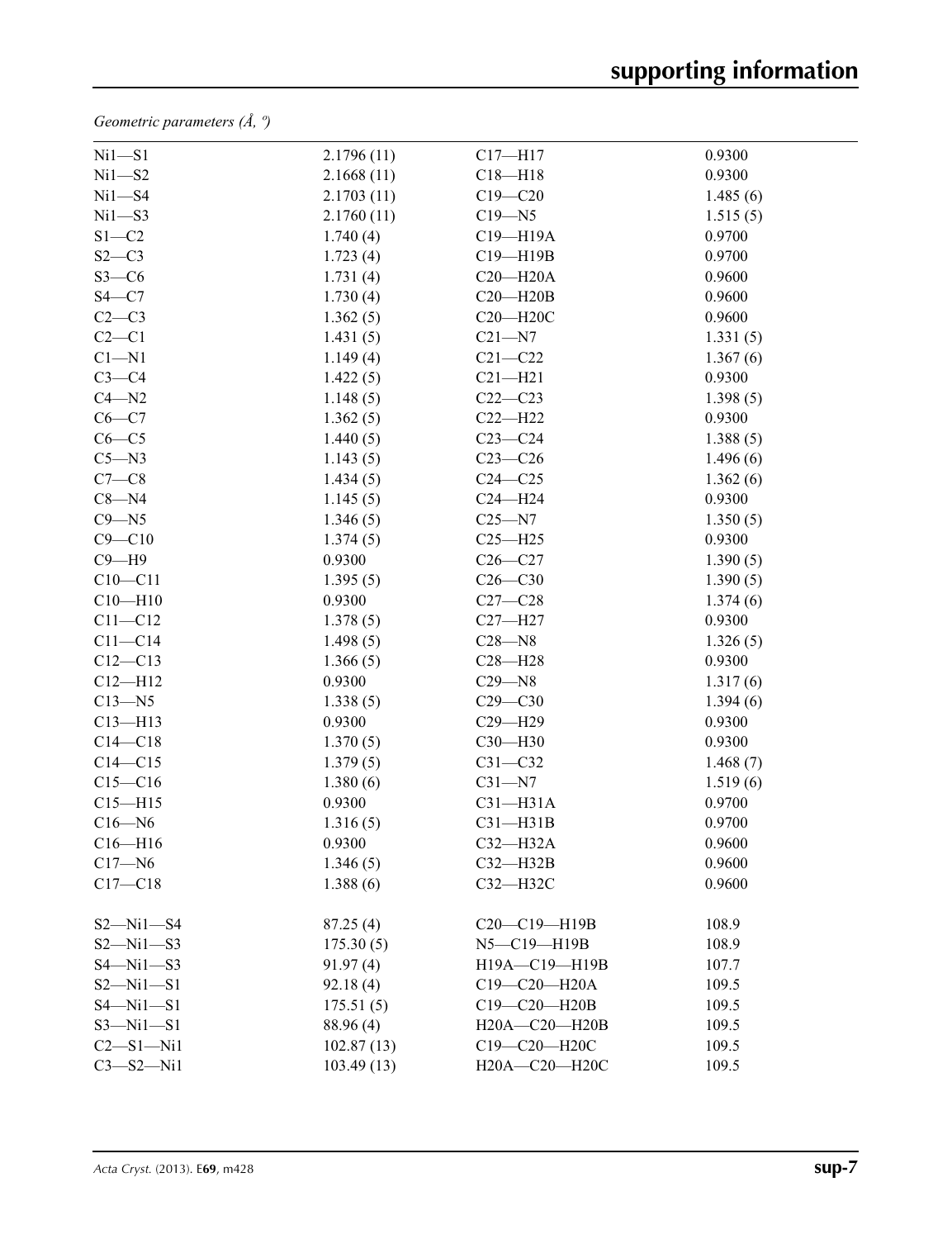*Geometric parameters (Å, º)*

| | | | |
|---|---|---|---|
| Ni1—S1 | 2.1796 (11) | C17—H17 | 0.9300 |
| Ni1—S2 | 2.1668 (11) | C18—H18 | 0.9300 |
| Ni1—S4 | 2.1703 (11) | C19—C20 | 1.485 (6) |
| Ni1—S3 | 2.1760 (11) | C19—N5 | 1.515 (5) |
| S1—C2 | 1.740 (4) | C19—H19A | 0.9700 |
| S2—C3 | 1.723 (4) | C19—H19B | 0.9700 |
| S3—C6 | 1.731 (4) | C20—H20A | 0.9600 |
| S4—C7 | 1.730 (4) | C20—H20B | 0.9600 |
| C2—C3 | 1.362 (5) | C20—H20C | 0.9600 |
| C2—C1 | 1.431 (5) | C21—N7 | 1.331 (5) |
| C1—N1 | 1.149 (4) | C21—C22 | 1.367 (6) |
| C3—C4 | 1.422 (5) | C21—H21 | 0.9300 |
| C4—N2 | 1.148 (5) | C22—C23 | 1.398 (5) |
| C6—C7 | 1.362 (5) | C22—H22 | 0.9300 |
| C6—C5 | 1.440 (5) | C23—C24 | 1.388 (5) |
| C5—N3 | 1.143 (5) | C23—C26 | 1.496 (6) |
| C7—C8 | 1.434 (5) | C24—C25 | 1.362 (6) |
| C8—N4 | 1.145 (5) | C24—H24 | 0.9300 |
| C9—N5 | 1.346 (5) | C25—N7 | 1.350 (5) |
| C9—C10 | 1.374 (5) | C25—H25 | 0.9300 |
| C9—H9 | 0.9300 | C26—C27 | 1.390 (5) |
| C10—C11 | 1.395 (5) | C26—C30 | 1.390 (5) |
| C10—H10 | 0.9300 | C27—C28 | 1.374 (6) |
| C11—C12 | 1.378 (5) | C27—H27 | 0.9300 |
| C11—C14 | 1.498 (5) | C28—N8 | 1.326 (5) |
| C12—C13 | 1.366 (5) | C28—H28 | 0.9300 |
| C12—H12 | 0.9300 | C29—N8 | 1.317 (6) |
| C13—N5 | 1.338 (5) | C29—C30 | 1.394 (6) |
| C13—H13 | 0.9300 | C29—H29 | 0.9300 |
| C14—C18 | 1.370 (5) | C30—H30 | 0.9300 |
| C14—C15 | 1.379 (5) | C31—C32 | 1.468 (7) |
| C15—C16 | 1.380 (6) | C31—N7 | 1.519 (6) |
| C15—H15 | 0.9300 | C31—H31A | 0.9700 |
| C16—N6 | 1.316 (5) | C31—H31B | 0.9700 |
| C16—H16 | 0.9300 | C32—H32A | 0.9600 |
| C17—N6 | 1.346 (5) | C32—H32B | 0.9600 |
| C17—C18 | 1.388 (6) | C32—H32C | 0.9600 |
| | | | |
| S2—Ni1—S4 | 87.25 (4) | C20—C19—H19B | 108.9 |
| S2—Ni1—S3 | 175.30 (5) | N5—C19—H19B | 108.9 |
| S4—Ni1—S3 | 91.97 (4) | H19A—C19—H19B | 107.7 |
| S2—Ni1—S1 | 92.18 (4) | C19—C20—H20A | 109.5 |
| S4—Ni1—S1 | 175.51 (5) | C19—C20—H20B | 109.5 |
| S3—Ni1—S1 | 88.96 (4) | H20A—C20—H20B | 109.5 |
| C2—S1—Ni1 | 102.87 (13) | C19—C20—H20C | 109.5 |
| C3—S2—Ni1 | 103.49 (13) | H20A—C20—H20C | 109.5 |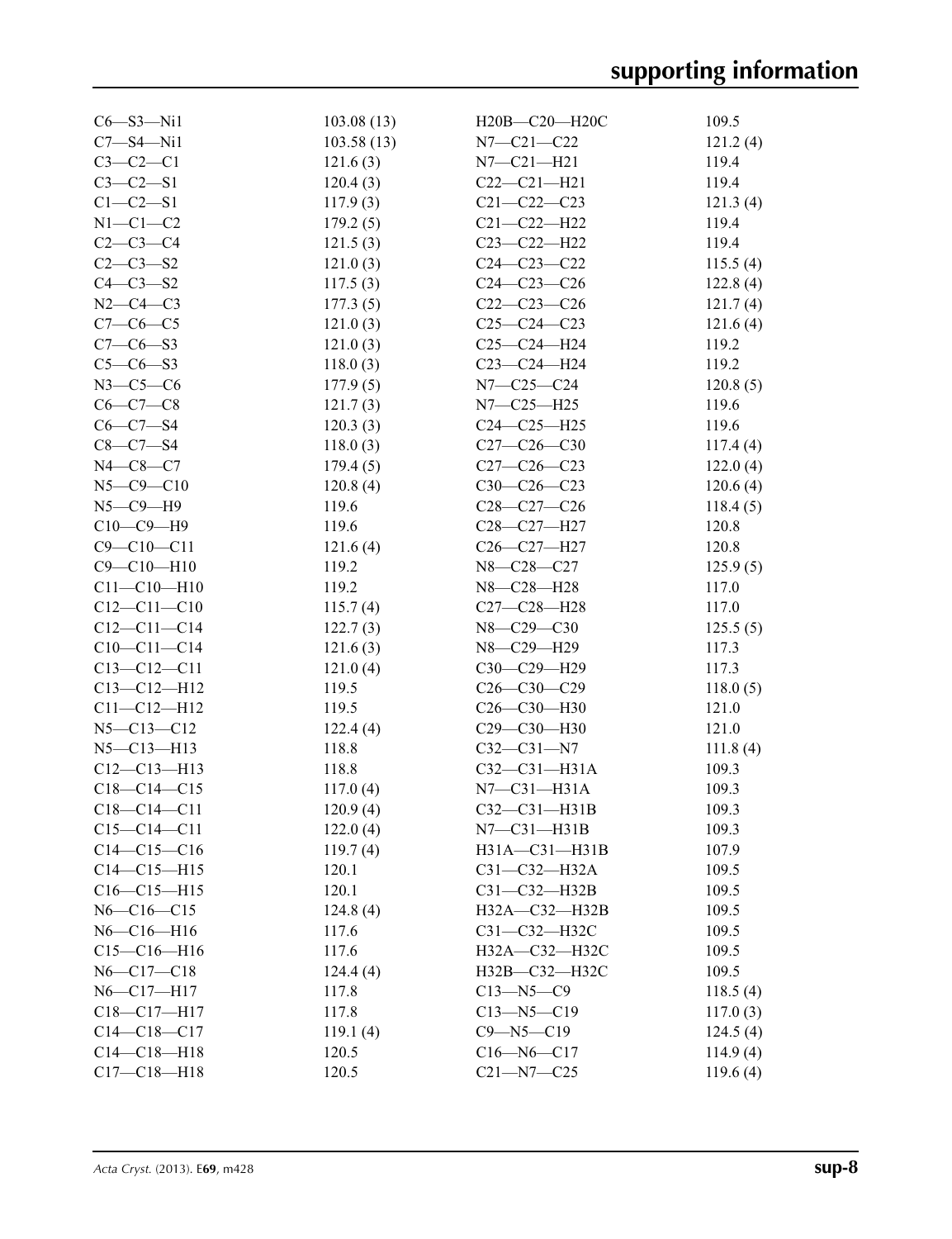| | | | |
|---|---|---|---|
| C6—S3—Ni1 | 103.08 (13) | H20B—C20—H20C | 109.5 |
| C7—S4—Ni1 | 103.58 (13) | N7—C21—C22 | 121.2 (4) |
| C3—C2—C1 | 121.6 (3) | N7—C21—H21 | 119.4 |
| C3—C2—S1 | 120.4 (3) | C22—C21—H21 | 119.4 |
| C1—C2—S1 | 117.9 (3) | C21—C22—C23 | 121.3 (4) |
| N1—C1—C2 | 179.2 (5) | C21—C22—H22 | 119.4 |
| C2—C3—C4 | 121.5 (3) | C23—C22—H22 | 119.4 |
| C2—C3—S2 | 121.0 (3) | C24—C23—C22 | 115.5 (4) |
| C4—C3—S2 | 117.5 (3) | C24—C23—C26 | 122.8 (4) |
| N2—C4—C3 | 177.3 (5) | C22—C23—C26 | 121.7 (4) |
| C7—C6—C5 | 121.0 (3) | C25—C24—C23 | 121.6 (4) |
| C7—C6—S3 | 121.0 (3) | C25—C24—H24 | 119.2 |
| C5—C6—S3 | 118.0 (3) | C23—C24—H24 | 119.2 |
| N3—C5—C6 | 177.9 (5) | N7—C25—C24 | 120.8 (5) |
| C6—C7—C8 | 121.7 (3) | N7—C25—H25 | 119.6 |
| C6—C7—S4 | 120.3 (3) | C24—C25—H25 | 119.6 |
| C8—C7—S4 | 118.0 (3) | C27—C26—C30 | 117.4 (4) |
| N4—C8—C7 | 179.4 (5) | C27—C26—C23 | 122.0 (4) |
| N5—C9—C10 | 120.8 (4) | C30—C26—C23 | 120.6 (4) |
| N5—C9—H9 | 119.6 | C28—C27—C26 | 118.4 (5) |
| C10—C9—H9 | 119.6 | C28—C27—H27 | 120.8 |
| C9—C10—C11 | 121.6 (4) | C26—C27—H27 | 120.8 |
| C9—C10—H10 | 119.2 | N8—C28—C27 | 125.9 (5) |
| C11—C10—H10 | 119.2 | N8—C28—H28 | 117.0 |
| C12—C11—C10 | 115.7 (4) | C27—C28—H28 | 117.0 |
| C12—C11—C14 | 122.7 (3) | N8—C29—C30 | 125.5 (5) |
| C10—C11—C14 | 121.6 (3) | N8—C29—H29 | 117.3 |
| C13—C12—C11 | 121.0 (4) | C30—C29—H29 | 117.3 |
| C13—C12—H12 | 119.5 | C26—C30—C29 | 118.0 (5) |
| C11—C12—H12 | 119.5 | C26—C30—H30 | 121.0 |
| N5—C13—C12 | 122.4 (4) | C29—C30—H30 | 121.0 |
| N5—C13—H13 | 118.8 | C32—C31—N7 | 111.8 (4) |
| C12—C13—H13 | 118.8 | C32—C31—H31A | 109.3 |
| C18—C14—C15 | 117.0 (4) | N7—C31—H31A | 109.3 |
| C18—C14—C11 | 120.9 (4) | C32—C31—H31B | 109.3 |
| C15—C14—C11 | 122.0 (4) | N7—C31—H31B | 109.3 |
| C14—C15—C16 | 119.7 (4) | H31A—C31—H31B | 107.9 |
| C14—C15—H15 | 120.1 | C31—C32—H32A | 109.5 |
| C16—C15—H15 | 120.1 | C31—C32—H32B | 109.5 |
| N6—C16—C15 | 124.8 (4) | H32A—C32—H32B | 109.5 |
| N6—C16—H16 | 117.6 | C31—C32—H32C | 109.5 |
| C15—C16—H16 | 117.6 | H32A—C32—H32C | 109.5 |
| N6—C17—C18 | 124.4 (4) | H32B—C32—H32C | 109.5 |
| N6—C17—H17 | 117.8 | C13—N5—C9 | 118.5 (4) |
| C18—C17—H17 | 117.8 | C13—N5—C19 | 117.0 (3) |
| C14—C18—C17 | 119.1 (4) | C9—N5—C19 | 124.5 (4) |
| C14—C18—H18 | 120.5 | C16—N6—C17 | 114.9 (4) |
| C17—C18—H18 | 120.5 | C21—N7—C25 | 119.6 (4) |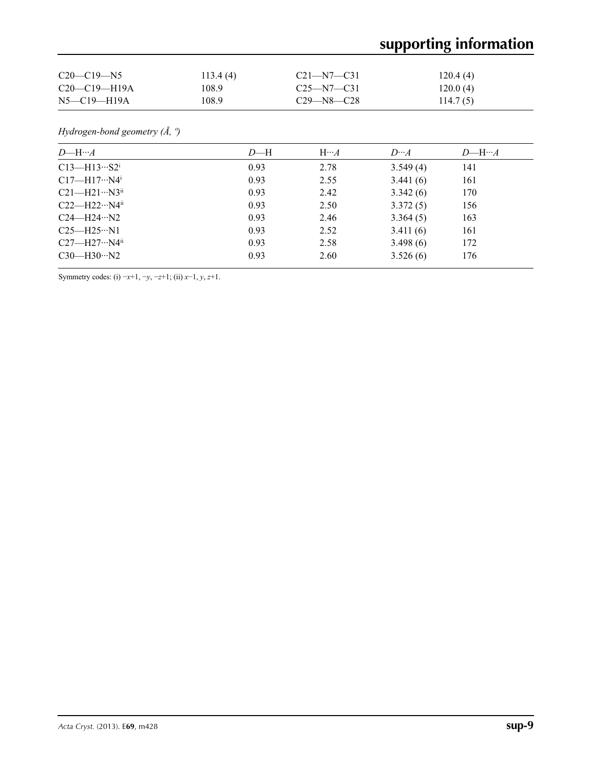| | | | |
|---|---|---|---|
| C20—C19—N5 | 113.4 (4) | C21—N7—C31 | 120.4 (4) |
| C20—C19—H19A | 108.9 | C25—N7—C31 | 120.0 (4) |
| N5—C19—H19A | 108.9 | C29—N8—C28 | 114.7 (5) |

*Hydrogen-bond geometry (Å, º)*

| *D*—H···*A* | *D*—H | H···*A* | *D*···*A* | *D*—H···*A* |
|---|---|---|---|---|
| C13—H13···S2$^{i}$ | 0.93 | 2.78 | 3.549 (4) | 141 |
| C17—H17···N4$^{i}$ | 0.93 | 2.55 | 3.441 (6) | 161 |
| C21—H21···N3$^{ii}$ | 0.93 | 2.42 | 3.342 (6) | 170 |
| C22—H22···N4$^{ii}$ | 0.93 | 2.50 | 3.372 (5) | 156 |
| C24—H24···N2 | 0.93 | 2.46 | 3.364 (5) | 163 |
| C25—H25···N1 | 0.93 | 2.52 | 3.411 (6) | 161 |
| C27—H27···N4$^{ii}$ | 0.93 | 2.58 | 3.498 (6) | 172 |
| C30—H30···N2 | 0.93 | 2.60 | 3.526 (6) | 176 |

Symmetry codes: (i) −*x*+1, −*y*, −*z*+1; (ii) *x*−1, *y*, *z*+1.